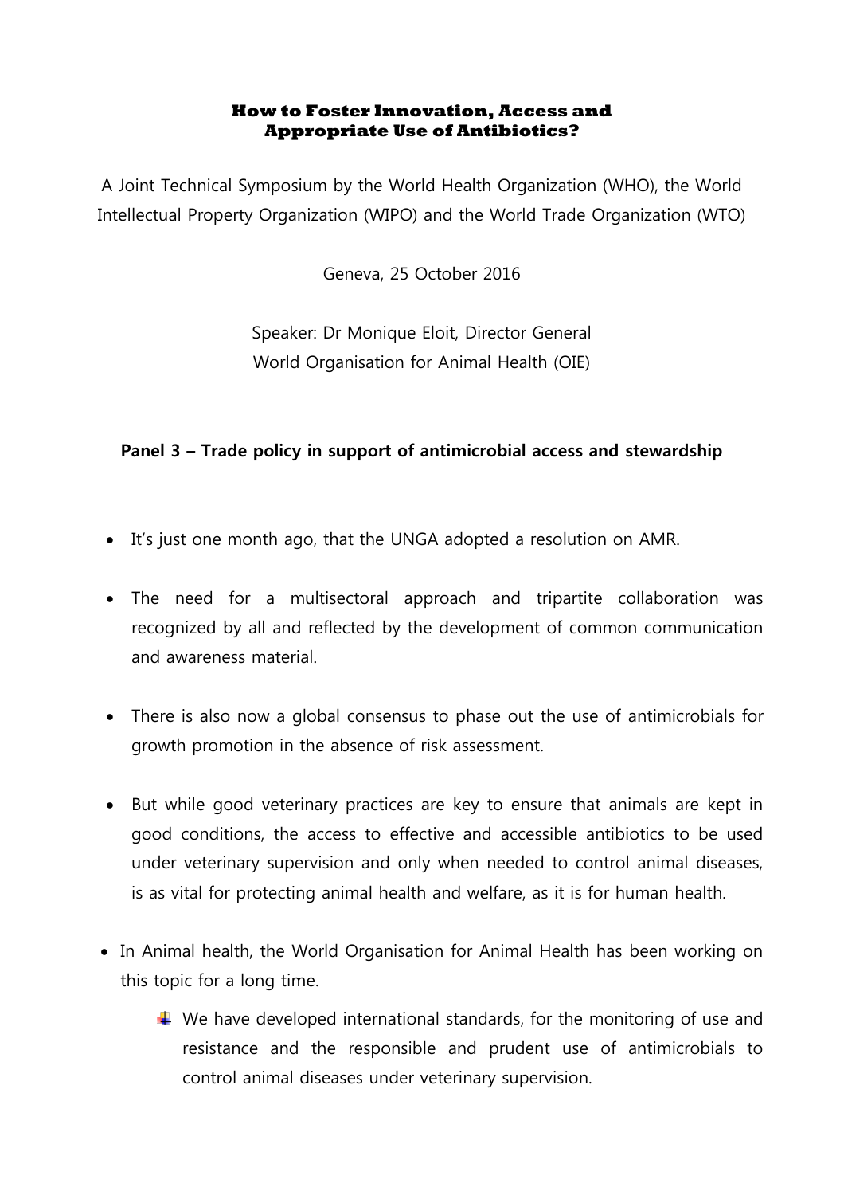**How to Foster Innovation, Access and Appropriate Use of Antibiotics?**

A Joint Technical Symposium by the World Health Organization (WHO), the World Intellectual Property Organization (WIPO) and the World Trade Organization (WTO)

Geneva, 25 October 2016

Speaker: Dr Monique Eloit, Director General
World Organisation for Animal Health (OIE)

**Panel 3 – Trade policy in support of antimicrobial access and stewardship**

- It's just one month ago, that the UNGA adopted a resolution on AMR.
- The need for a multisectoral approach and tripartite collaboration was recognized by all and reflected by the development of common communication and awareness material.
- There is also now a global consensus to phase out the use of antimicrobials for growth promotion in the absence of risk assessment.
- But while good veterinary practices are key to ensure that animals are kept in good conditions, the access to effective and accessible antibiotics to be used under veterinary supervision and only when needed to control animal diseases, is as vital for protecting animal health and welfare, as it is for human health.
- In Animal health, the World Organisation for Animal Health has been working on this topic for a long time.
  - We have developed international standards, for the monitoring of use and resistance and the responsible and prudent use of antimicrobials to control animal diseases under veterinary supervision.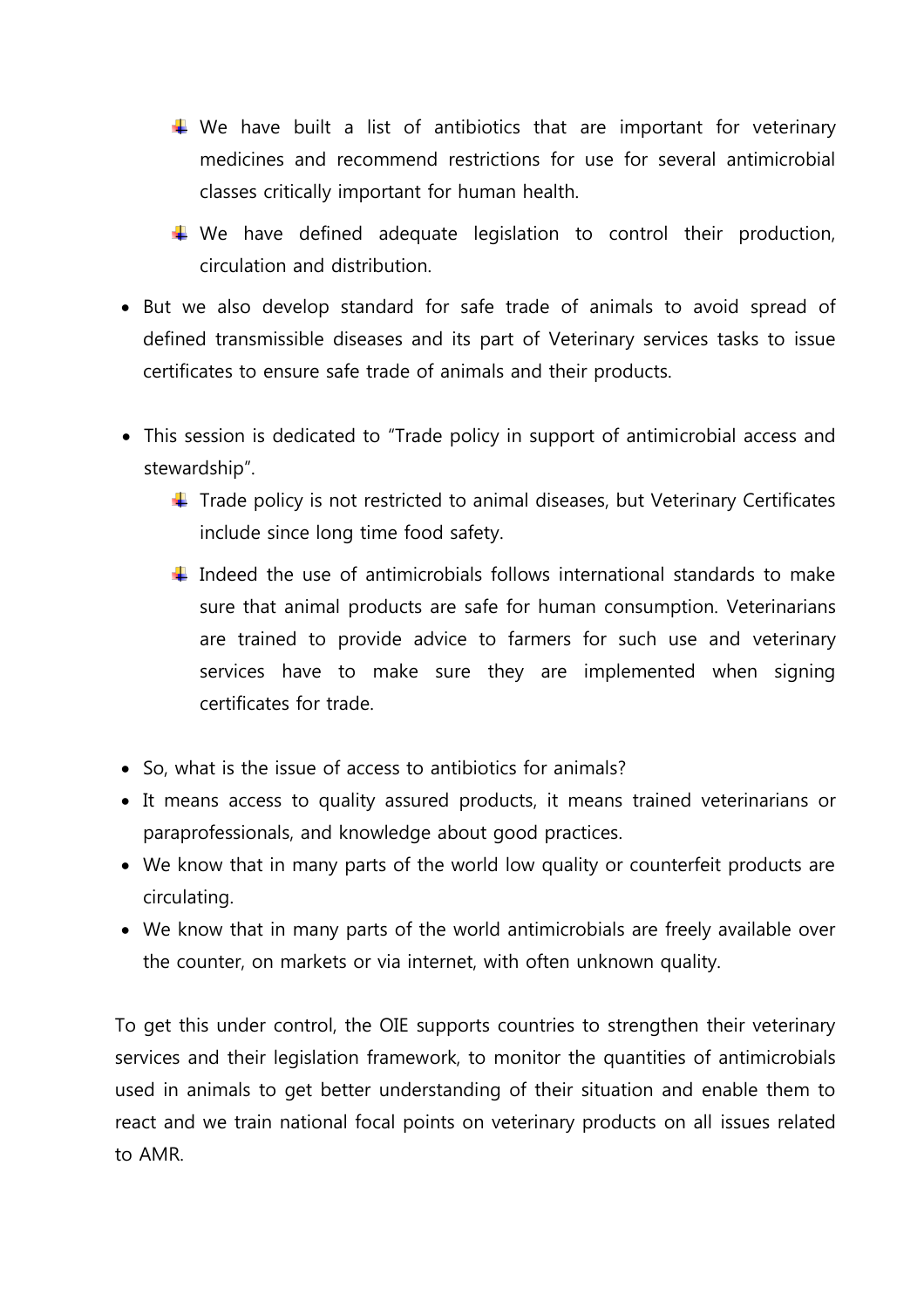- We have built a list of antibiotics that are important for veterinary medicines and recommend restrictions for use for several antimicrobial classes critically important for human health.
  - We have defined adequate legislation to control their production, circulation and distribution.

- But we also develop standard for safe trade of animals to avoid spread of defined transmissible diseases and its part of Veterinary services tasks to issue certificates to ensure safe trade of animals and their products.

- This session is dedicated to "Trade policy in support of antimicrobial access and stewardship".
  - Trade policy is not restricted to animal diseases, but Veterinary Certificates include since long time food safety.
  - Indeed the use of antimicrobials follows international standards to make sure that animal products are safe for human consumption. Veterinarians are trained to provide advice to farmers for such use and veterinary services have to make sure they are implemented when signing certificates for trade.

- So, what is the issue of access to antibiotics for animals?
- It means access to quality assured products, it means trained veterinarians or paraprofessionals, and knowledge about good practices.
- We know that in many parts of the world low quality or counterfeit products are circulating.
- We know that in many parts of the world antimicrobials are freely available over the counter, on markets or via internet, with often unknown quality.

To get this under control, the OIE supports countries to strengthen their veterinary services and their legislation framework, to monitor the quantities of antimicrobials used in animals to get better understanding of their situation and enable them to react and we train national focal points on veterinary products on all issues related to AMR.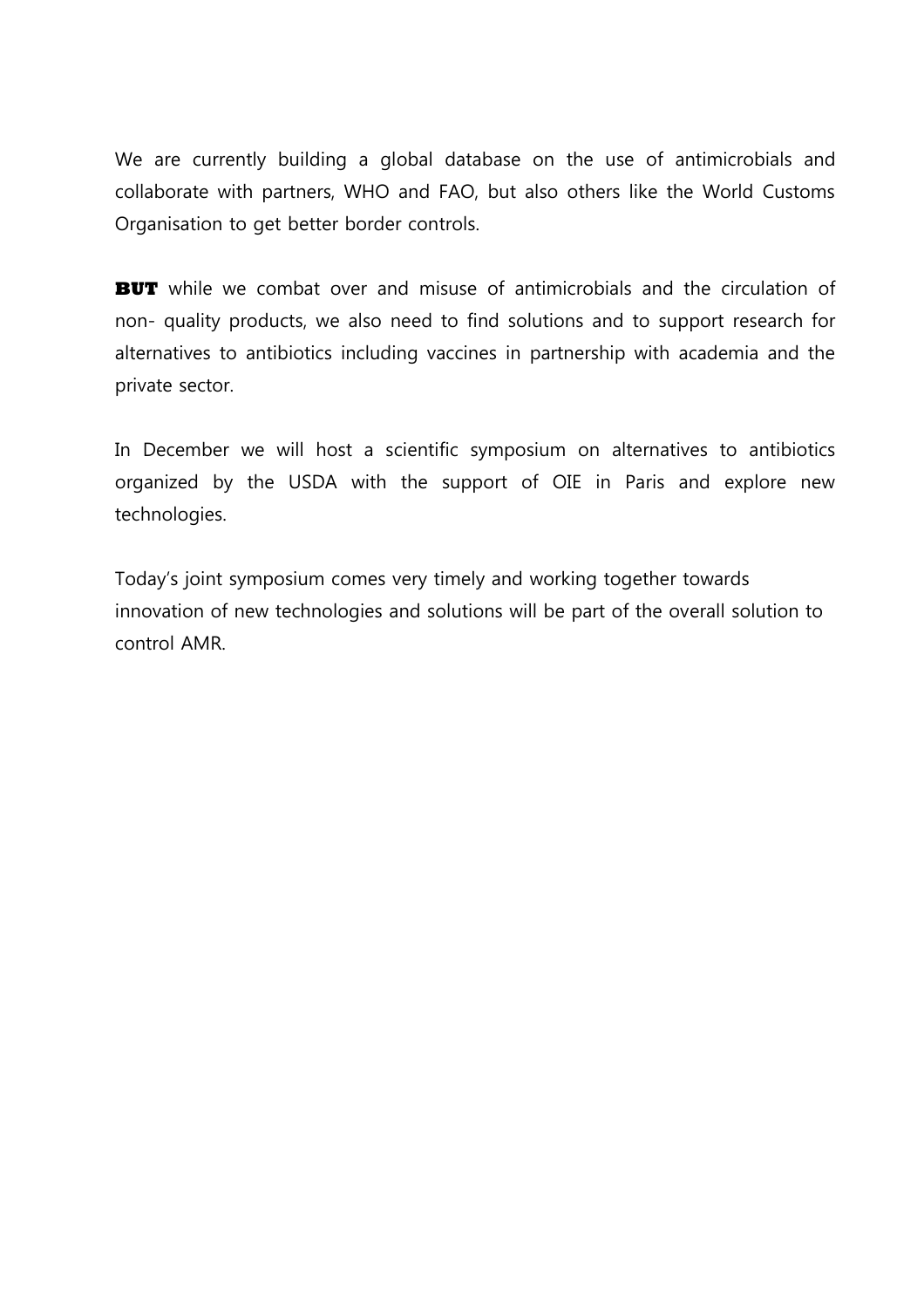We are currently building a global database on the use of antimicrobials and collaborate with partners, WHO and FAO, but also others like the World Customs Organisation to get better border controls.

**BUT** while we combat over and misuse of antimicrobials and the circulation of non- quality products, we also need to find solutions and to support research for alternatives to antibiotics including vaccines in partnership with academia and the private sector.

In December we will host a scientific symposium on alternatives to antibiotics organized by the USDA with the support of OIE in Paris and explore new technologies.

Today's joint symposium comes very timely and working together towards innovation of new technologies and solutions will be part of the overall solution to control AMR.